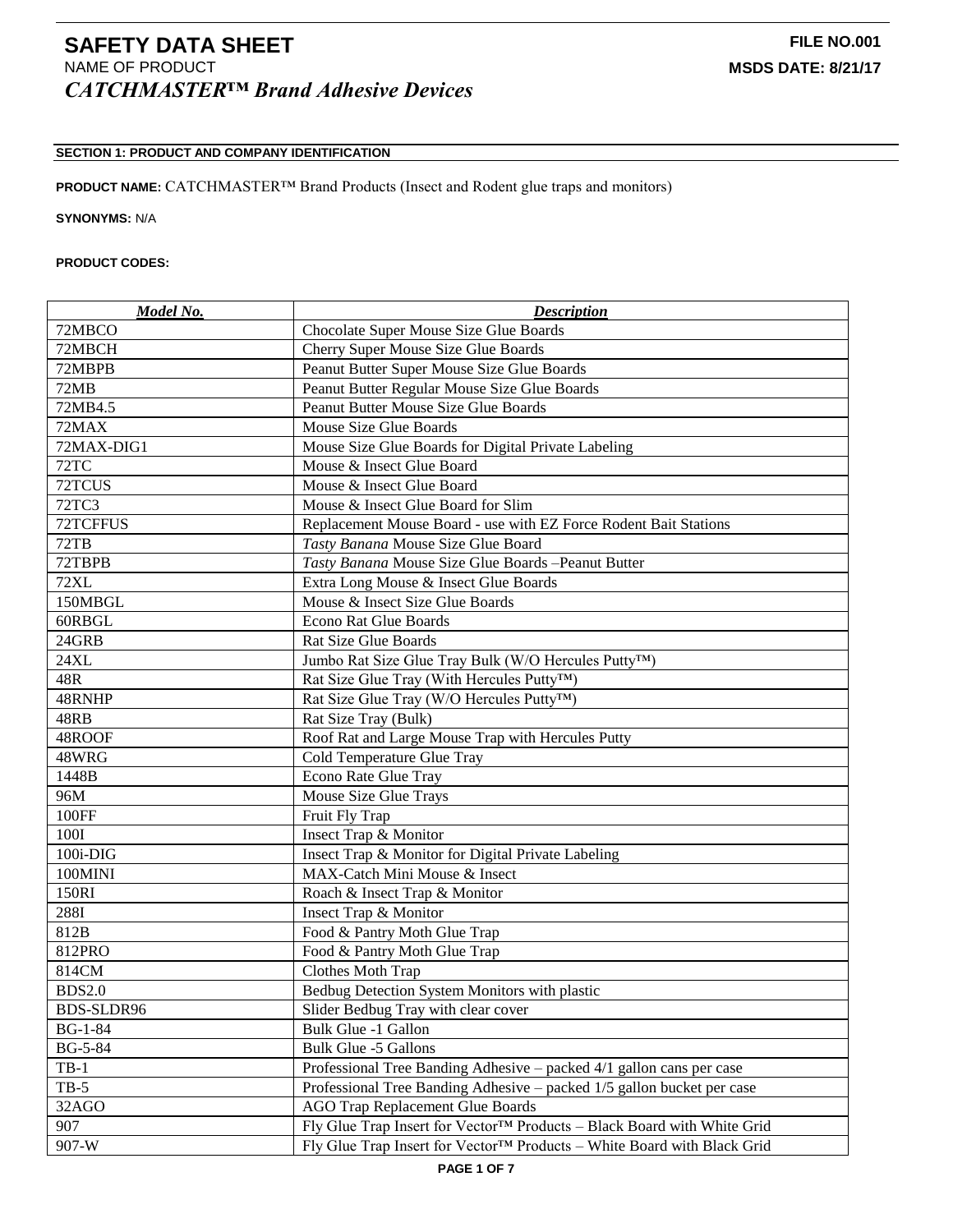# SAFETY DATA SHEET

**FILE NO.001**

NAME OF PRODUCT

**MSDS DATE: 8/21/17**

***CATCHMASTER™ Brand Adhesive Devices***

## SECTION 1: PRODUCT AND COMPANY IDENTIFICATION

**PRODUCT NAME:** CATCHMASTER™ Brand Products (Insect and Rodent glue traps and monitors)

**SYNONYMS:** N/A

**PRODUCT CODES:**

| ***Model No.*** | ***Description*** |
|---|---|
| 72MBCO | Chocolate Super Mouse Size Glue Boards |
| 72MBCH | Cherry Super Mouse Size Glue Boards |
| 72MBPB | Peanut Butter Super Mouse Size Glue Boards |
| 72MB | Peanut Butter Regular Mouse Size Glue Boards |
| 72MB4.5 | Peanut Butter Mouse Size Glue Boards |
| 72MAX | Mouse Size Glue Boards |
| 72MAX-DIG1 | Mouse Size Glue Boards for Digital Private Labeling |
| 72TC | Mouse & Insect Glue Board |
| 72TCUS | Mouse & Insect Glue Board |
| 72TC3 | Mouse & Insect Glue Board for Slim |
| 72TCFFUS | Replacement Mouse Board - use with EZ Force Rodent Bait Stations |
| 72TB | *Tasty Banana* Mouse Size Glue Board |
| 72TBPB | *Tasty Banana* Mouse Size Glue Boards –Peanut Butter |
| 72XL | Extra Long Mouse & Insect Glue Boards |
| 150MBGL | Mouse & Insect Size Glue Boards |
| 60RBGL | Econo Rat Glue Boards |
| 24GRB | Rat Size Glue Boards |
| 24XL | Jumbo Rat Size Glue Tray Bulk (W/O Hercules Putty™) |
| 48R | Rat Size Glue Tray (With Hercules Putty™) |
| 48RNHP | Rat Size Glue Tray (W/O Hercules Putty™) |
| 48RB | Rat Size Tray (Bulk) |
| 48ROOF | Roof Rat and Large Mouse Trap with Hercules Putty |
| 48WRG | Cold Temperature Glue Tray |
| 1448B | Econo Rate Glue Tray |
| 96M | Mouse Size Glue Trays |
| 100FF | Fruit Fly Trap |
| 100I | Insect Trap & Monitor |
| 100i-DIG | Insect Trap & Monitor for Digital Private Labeling |
| 100MINI | MAX-Catch Mini Mouse & Insect |
| 150RI | Roach & Insect Trap & Monitor |
| 288I | Insect Trap & Monitor |
| 812B | Food & Pantry Moth Glue Trap |
| 812PRO | Food & Pantry Moth Glue Trap |
| 814CM | Clothes Moth Trap |
| BDS2.0 | Bedbug Detection System Monitors with plastic |
| BDS-SLDR96 | Slider Bedbug Tray with clear cover |
| BG-1-84 | Bulk Glue -1 Gallon |
| BG-5-84 | Bulk Glue -5 Gallons |
| TB-1 | Professional Tree Banding Adhesive – packed 4/1 gallon cans per case |
| TB-5 | Professional Tree Banding Adhesive – packed 1/5 gallon bucket per case |
| 32AGO | AGO Trap Replacement Glue Boards |
| 907 | Fly Glue Trap Insert for Vector™ Products – Black Board with White Grid |
| 907-W | Fly Glue Trap Insert for Vector™ Products – White Board with Black Grid |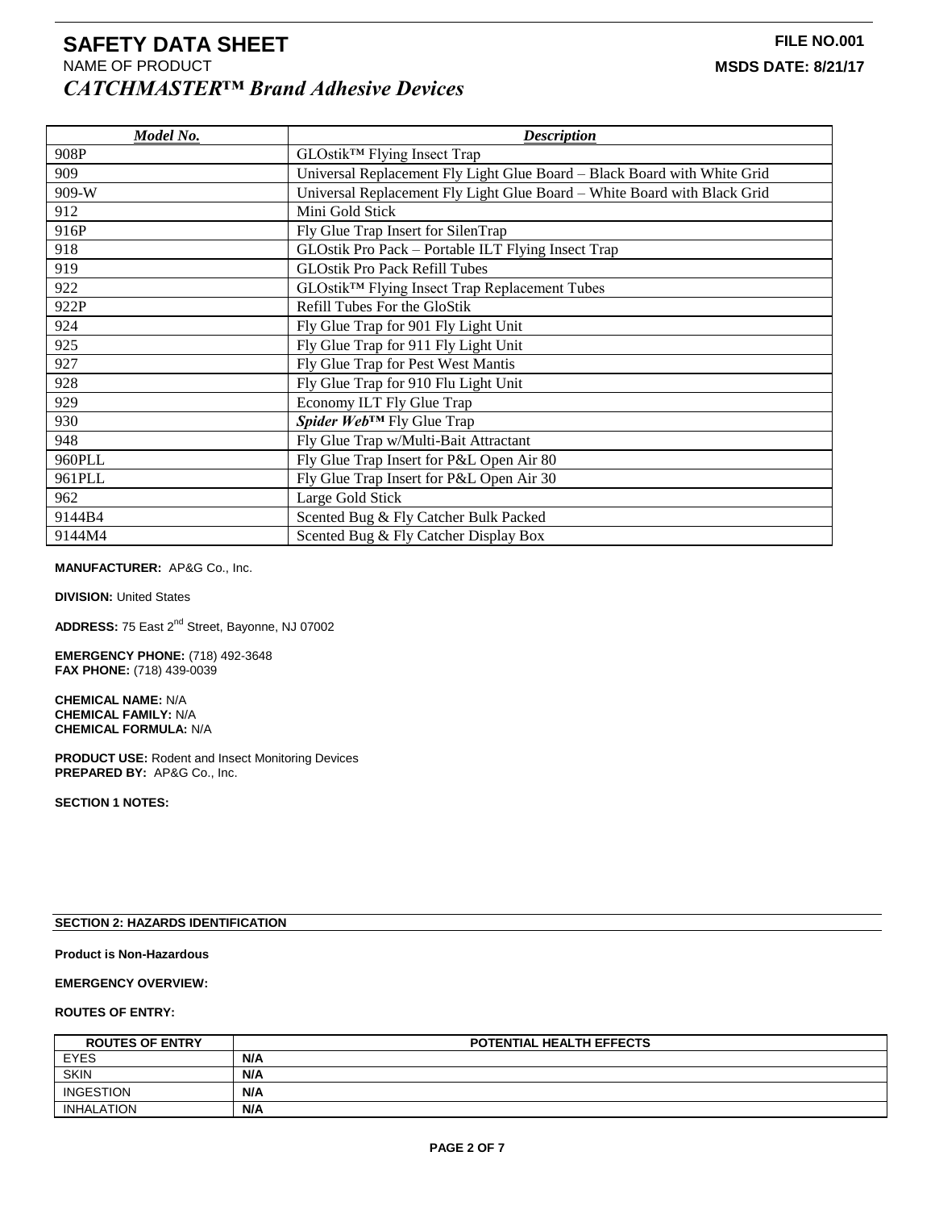# SAFETY DATA SHEET

**FILE NO.001**

NAME OF PRODUCT

**MSDS DATE: 8/21/17**

***CATCHMASTER™ Brand Adhesive Devices***

| *Model No.* | *Description* |
|---|---|
| 908P | GLOstik™ Flying Insect Trap |
| 909 | Universal Replacement Fly Light Glue Board – Black Board with White Grid |
| 909-W | Universal Replacement Fly Light Glue Board – White Board with Black Grid |
| 912 | Mini Gold Stick |
| 916P | Fly Glue Trap Insert for SilenTrap |
| 918 | GLOstik Pro Pack – Portable ILT Flying Insect Trap |
| 919 | GLOstik Pro Pack Refill Tubes |
| 922 | GLOstik™ Flying Insect Trap Replacement Tubes |
| 922P | Refill Tubes For the GloStik |
| 924 | Fly Glue Trap for 901 Fly Light Unit |
| 925 | Fly Glue Trap for 911 Fly Light Unit |
| 927 | Fly Glue Trap for Pest West Mantis |
| 928 | Fly Glue Trap for 910 Flu Light Unit |
| 929 | Economy ILT Fly Glue Trap |
| 930 | ***Spider Web™*** Fly Glue Trap |
| 948 | Fly Glue Trap w/Multi-Bait Attractant |
| 960PLL | Fly Glue Trap Insert for P&L Open Air 80 |
| 961PLL | Fly Glue Trap Insert for P&L Open Air 30 |
| 962 | Large Gold Stick |
| 9144B4 | Scented Bug & Fly Catcher Bulk Packed |
| 9144M4 | Scented Bug & Fly Catcher Display Box |

**MANUFACTURER:** AP&G Co., Inc.

**DIVISION:** United States

**ADDRESS:** 75 East 2nd Street, Bayonne, NJ 07002

**EMERGENCY PHONE:** (718) 492-3648
**FAX PHONE:** (718) 439-0039

**CHEMICAL NAME:** N/A
**CHEMICAL FAMILY:** N/A
**CHEMICAL FORMULA:** N/A

**PRODUCT USE:** Rodent and Insect Monitoring Devices
**PREPARED BY:** AP&G Co., Inc.

**SECTION 1 NOTES:**

## SECTION 2: HAZARDS IDENTIFICATION

**Product is Non-Hazardous**

**EMERGENCY OVERVIEW:**

**ROUTES OF ENTRY:**

| ROUTES OF ENTRY | POTENTIAL HEALTH EFFECTS |
|---|---|
| EYES | **N/A** |
| SKIN | **N/A** |
| INGESTION | **N/A** |
| INHALATION | **N/A** |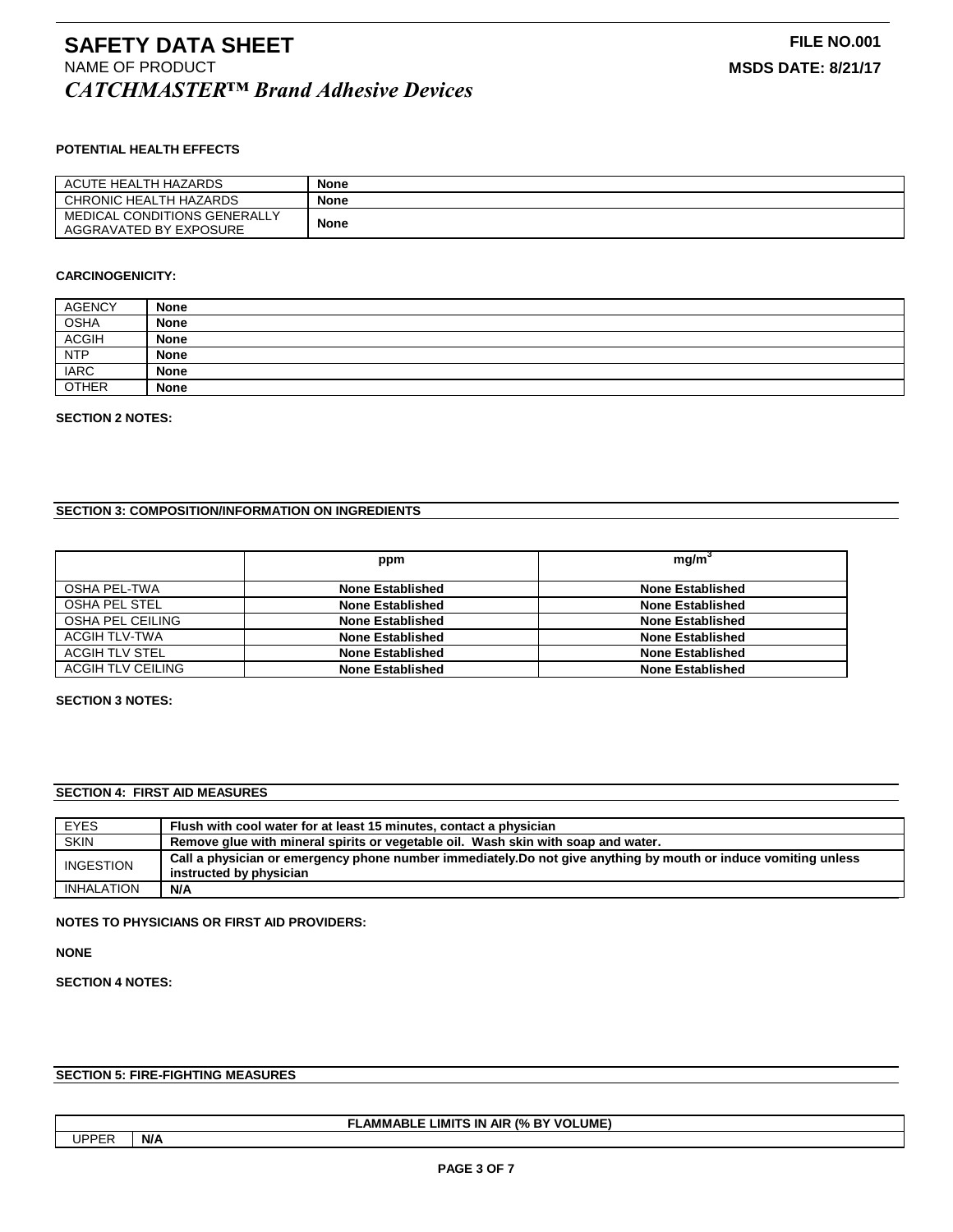# SAFETY DATA SHEET

NAME OF PRODUCT

***CATCHMASTER™ Brand Adhesive Devices***

**FILE NO.001**

**MSDS DATE: 8/21/17**

**POTENTIAL HEALTH EFFECTS**

| | |
|---|---|
| ACUTE HEALTH HAZARDS | **None** |
| CHRONIC HEALTH HAZARDS | **None** |
| MEDICAL CONDITIONS GENERALLY AGGRAVATED BY EXPOSURE | **None** |

**CARCINOGENICITY:**

| | |
|---|---|
| AGENCY | **None** |
| OSHA | **None** |
| ACGIH | **None** |
| NTP | **None** |
| IARC | **None** |
| OTHER | **None** |

**SECTION 2 NOTES:**

**SECTION 3: COMPOSITION/INFORMATION ON INGREDIENTS**

| | **ppm** | **$mg/m^3$** |
|---|---|---|
| OSHA PEL-TWA | **None Established** | **None Established** |
| OSHA PEL STEL | **None Established** | **None Established** |
| OSHA PEL CEILING | **None Established** | **None Established** |
| ACGIH TLV-TWA | **None Established** | **None Established** |
| ACGIH TLV STEL | **None Established** | **None Established** |
| ACGIH TLV CEILING | **None Established** | **None Established** |

**SECTION 3 NOTES:**

**SECTION 4: FIRST AID MEASURES**

| | |
|---|---|
| EYES | **Flush with cool water for at least 15 minutes, contact a physician** |
| SKIN | **Remove glue with mineral spirits or vegetable oil. Wash skin with soap and water.** |
| INGESTION | **Call a physician or emergency phone number immediately.Do not give anything by mouth or induce vomiting unless instructed by physician** |
| INHALATION | **N/A** |

**NOTES TO PHYSICIANS OR FIRST AID PROVIDERS:**

**NONE**

**SECTION 4 NOTES:**

**SECTION 5: FIRE-FIGHTING MEASURES**

| **FLAMMABLE LIMITS IN AIR (% BY VOLUME)** | |
|---|---|
| UPPER | **N/A** |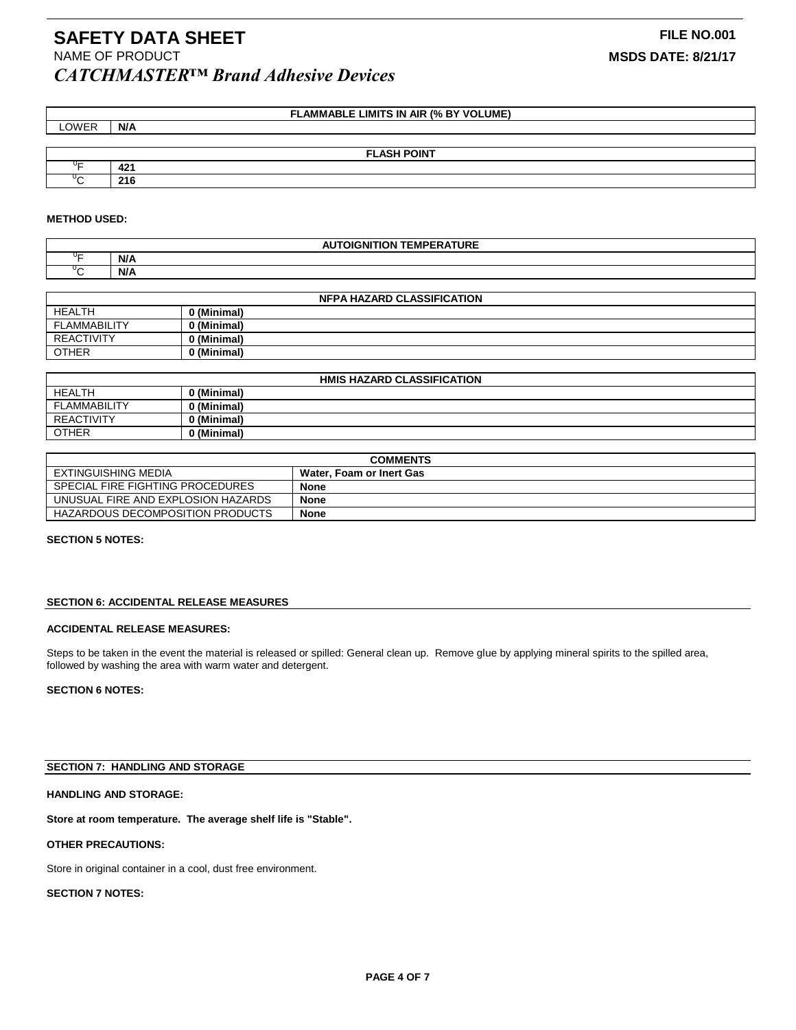# SAFETY DATA SHEET

**FILE NO.001**

NAME OF PRODUCT

**MSDS DATE: 8/21/17**

***CATCHMASTER™ Brand Adhesive Devices***

| FLAMMABLE LIMITS IN AIR (% BY VOLUME) | |
|---|---|
| LOWER | **N/A** |

| FLASH POINT | |
|---|---|
| °F | **421** |
| °C | **216** |

**METHOD USED:**

| AUTOIGNITION TEMPERATURE | |
|---|---|
| °F | **N/A** |
| °C | **N/A** |

| NFPA HAZARD CLASSIFICATION | |
|---|---|
| HEALTH | **0 (Minimal)** |
| FLAMMABILITY | **0 (Minimal)** |
| REACTIVITY | **0 (Minimal)** |
| OTHER | **0 (Minimal)** |

| HMIS HAZARD CLASSIFICATION | |
|---|---|
| HEALTH | **0 (Minimal)** |
| FLAMMABILITY | **0 (Minimal)** |
| REACTIVITY | **0 (Minimal)** |
| OTHER | **0 (Minimal)** |

| COMMENTS | |
|---|---|
| EXTINGUISHING MEDIA | **Water, Foam or Inert Gas** |
| SPECIAL FIRE FIGHTING PROCEDURES | **None** |
| UNUSUAL FIRE AND EXPLOSION HAZARDS | **None** |
| HAZARDOUS DECOMPOSITION PRODUCTS | **None** |

**SECTION 5 NOTES:**

## SECTION 6: ACCIDENTAL RELEASE MEASURES

**ACCIDENTAL RELEASE MEASURES:**

Steps to be taken in the event the material is released or spilled: General clean up. Remove glue by applying mineral spirits to the spilled area, followed by washing the area with warm water and detergent.

**SECTION 6 NOTES:**

## SECTION 7: HANDLING AND STORAGE

**HANDLING AND STORAGE:**

**Store at room temperature. The average shelf life is "Stable".**

**OTHER PRECAUTIONS:**

Store in original container in a cool, dust free environment.

**SECTION 7 NOTES:**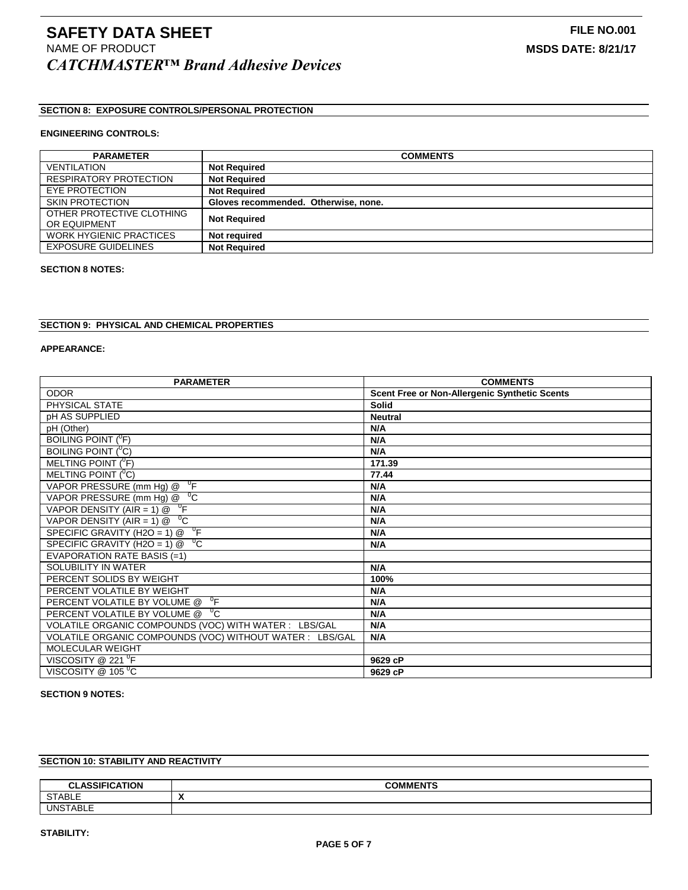# SAFETY DATA SHEET

**FILE NO.001**

NAME OF PRODUCT

***CATCHMASTER™ Brand Adhesive Devices***

**MSDS DATE: 8/21/17**

## SECTION 8: EXPOSURE CONTROLS/PERSONAL PROTECTION

**ENGINEERING CONTROLS:**

| PARAMETER | COMMENTS |
|---|---|
| VENTILATION | **Not Required** |
| RESPIRATORY PROTECTION | **Not Required** |
| EYE PROTECTION | **Not Required** |
| SKIN PROTECTION | **Gloves recommended. Otherwise, none.** |
| OTHER PROTECTIVE CLOTHING OR EQUIPMENT | **Not Required** |
| WORK HYGIENIC PRACTICES | **Not required** |
| EXPOSURE GUIDELINES | **Not Required** |

**SECTION 8 NOTES:**

## SECTION 9: PHYSICAL AND CHEMICAL PROPERTIES

**APPEARANCE:**

| PARAMETER | COMMENTS |
|---|---|
| ODOR | **Scent Free or Non-Allergenic Synthetic Scents** |
| PHYSICAL STATE | **Solid** |
| pH AS SUPPLIED | **Neutral** |
| pH (Other) | **N/A** |
| BOILING POINT (⁰F) | **N/A** |
| BOILING POINT (⁰C) | **N/A** |
| MELTING POINT (⁰F) | **171.39** |
| MELTING POINT (⁰C) | **77.44** |
| VAPOR PRESSURE (mm Hg) @ ⁰F | **N/A** |
| VAPOR PRESSURE (mm Hg) @ ⁰C | **N/A** |
| VAPOR DENSITY (AIR = 1) @ ⁰F | **N/A** |
| VAPOR DENSITY (AIR = 1) @ ⁰C | **N/A** |
| SPECIFIC GRAVITY (H2O = 1) @ ⁰F | **N/A** |
| SPECIFIC GRAVITY (H2O = 1) @ ⁰C | **N/A** |
| EVAPORATION RATE BASIS (=1) | |
| SOLUBILITY IN WATER | **N/A** |
| PERCENT SOLIDS BY WEIGHT | **100%** |
| PERCENT VOLATILE BY WEIGHT | **N/A** |
| PERCENT VOLATILE BY VOLUME @ ⁰F | **N/A** |
| PERCENT VOLATILE BY VOLUME @ ⁰C | **N/A** |
| VOLATILE ORGANIC COMPOUNDS (VOC) WITH WATER : LBS/GAL | **N/A** |
| VOLATILE ORGANIC COMPOUNDS (VOC) WITHOUT WATER : LBS/GAL | **N/A** |
| MOLECULAR WEIGHT | |
| VISCOSITY @ 221 ⁰F | **9629 cP** |
| VISCOSITY @ 105 ⁰C | **9629 cP** |

**SECTION 9 NOTES:**

## SECTION 10: STABILITY AND REACTIVITY

| CLASSIFICATION | COMMENTS |
|---|---|
| STABLE | **X** |
| UNSTABLE | |

**STABILITY:**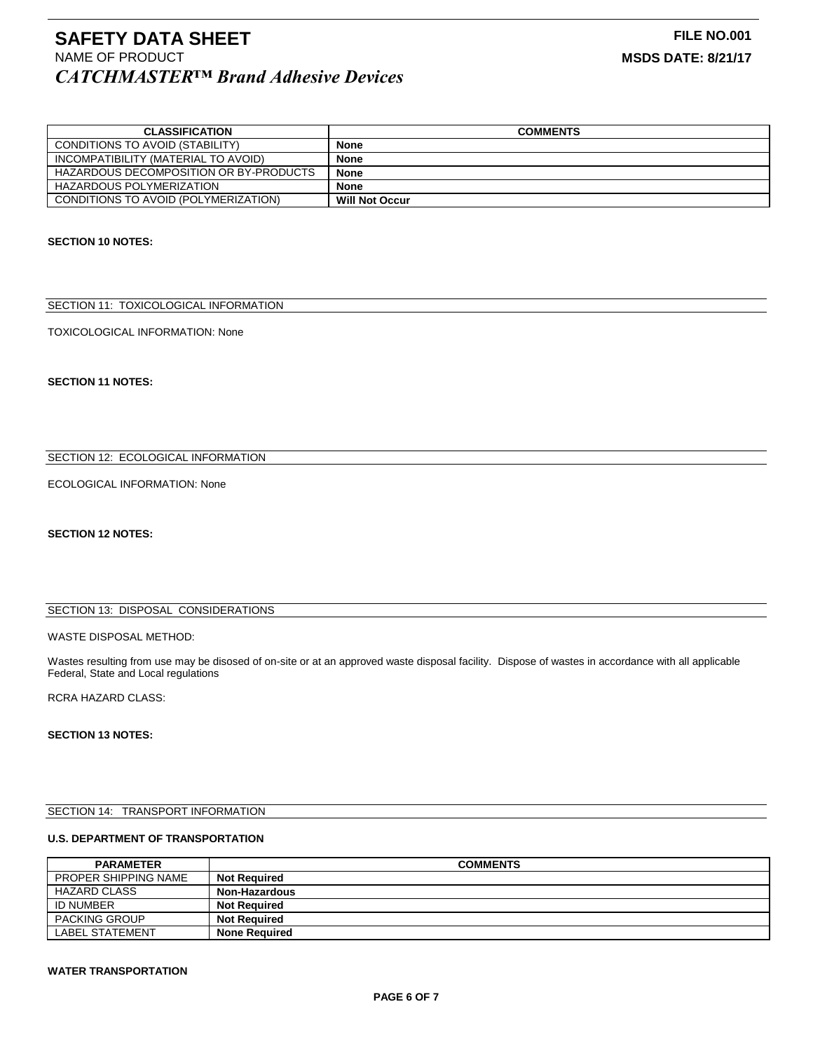| CLASSIFICATION | COMMENTS |
| --- | --- |
| CONDITIONS TO AVOID (STABILITY) | **None** |
| INCOMPATIBILITY (MATERIAL TO AVOID) | **None** |
| HAZARDOUS DECOMPOSITION OR BY-PRODUCTS | **None** |
| HAZARDOUS POLYMERIZATION | **None** |
| CONDITIONS TO AVOID (POLYMERIZATION) | **Will Not Occur** |

**SECTION 10 NOTES:**

## SECTION 11: TOXICOLOGICAL INFORMATION

TOXICOLOGICAL INFORMATION: None

**SECTION 11 NOTES:**

## SECTION 12: ECOLOGICAL INFORMATION

ECOLOGICAL INFORMATION: None

**SECTION 12 NOTES:**

## SECTION 13: DISPOSAL CONSIDERATIONS

WASTE DISPOSAL METHOD:

Wastes resulting from use may be disosed of on-site or at an approved waste disposal facility. Dispose of wastes in accordance with all applicable Federal, State and Local regulations

RCRA HAZARD CLASS:

**SECTION 13 NOTES:**

## SECTION 14: TRANSPORT INFORMATION

**U.S. DEPARTMENT OF TRANSPORTATION**

| PARAMETER | COMMENTS |
| --- | --- |
| PROPER SHIPPING NAME | **Not Required** |
| HAZARD CLASS | **Non-Hazardous** |
| ID NUMBER | **Not Required** |
| PACKING GROUP | **Not Required** |
| LABEL STATEMENT | **None Required** |

**WATER TRANSPORTATION**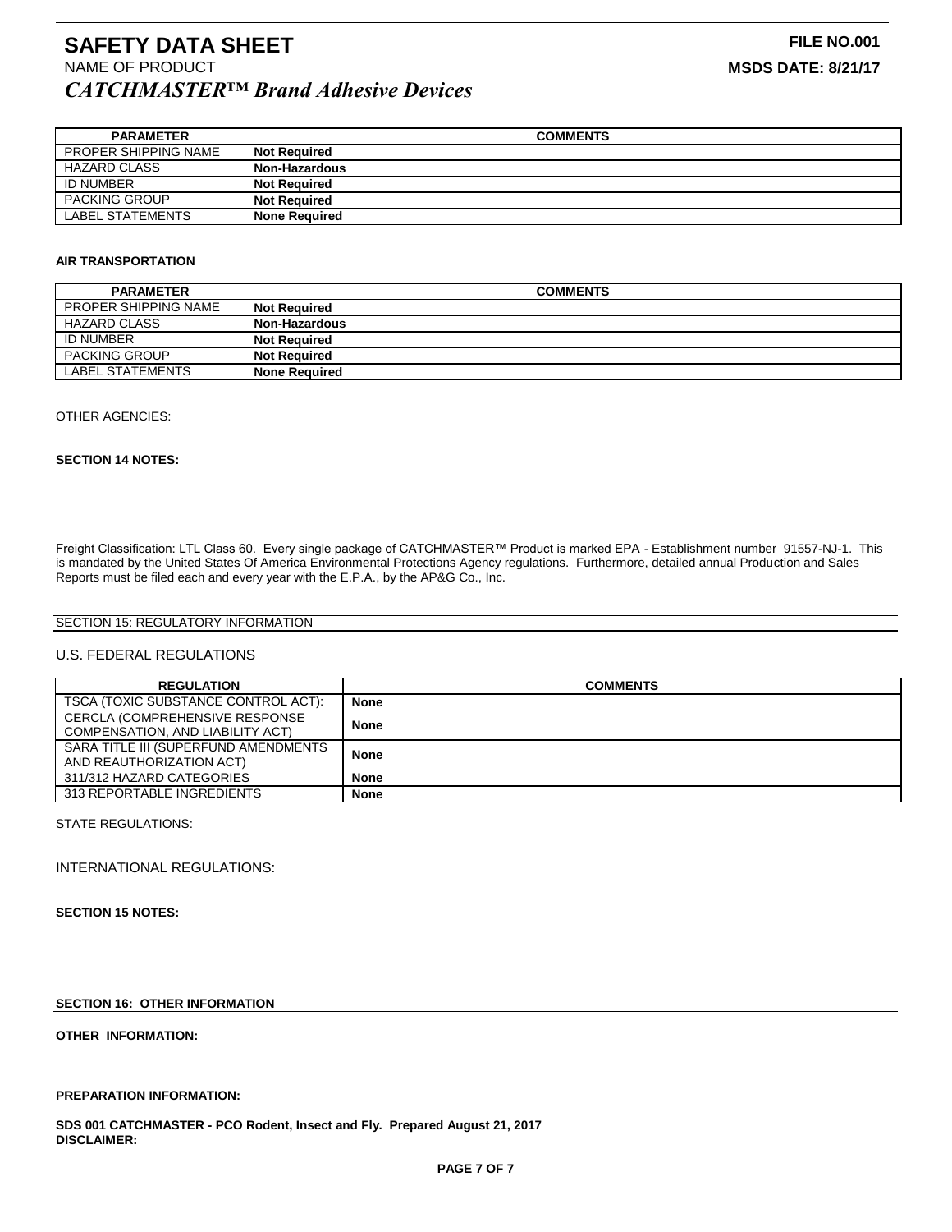# SAFETY DATA SHEET

**FILE NO.001**

NAME OF PRODUCT

**MSDS DATE: 8/21/17**

***CATCHMASTER™ Brand Adhesive Devices***

| PARAMETER | COMMENTS |
|---|---|
| PROPER SHIPPING NAME | **Not Required** |
| HAZARD CLASS | **Non-Hazardous** |
| ID NUMBER | **Not Required** |
| PACKING GROUP | **Not Required** |
| LABEL STATEMENTS | **None Required** |

**AIR TRANSPORTATION**

| PARAMETER | COMMENTS |
|---|---|
| PROPER SHIPPING NAME | **Not Required** |
| HAZARD CLASS | **Non-Hazardous** |
| ID NUMBER | **Not Required** |
| PACKING GROUP | **Not Required** |
| LABEL STATEMENTS | **None Required** |

OTHER AGENCIES:

**SECTION 14 NOTES:**

Freight Classification: LTL Class 60. Every single package of CATCHMASTER™ Product is marked EPA - Establishment number 91557-NJ-1. This is mandated by the United States Of America Environmental Protections Agency regulations. Furthermore, detailed annual Production and Sales Reports must be filed each and every year with the E.P.A., by the AP&G Co., Inc.

## SECTION 15: REGULATORY INFORMATION

U.S. FEDERAL REGULATIONS

| REGULATION | COMMENTS |
|---|---|
| TSCA (TOXIC SUBSTANCE CONTROL ACT): | **None** |
| CERCLA (COMPREHENSIVE RESPONSE COMPENSATION, AND LIABILITY ACT) | **None** |
| SARA TITLE III (SUPERFUND AMENDMENTS AND REAUTHORIZATION ACT) | **None** |
| 311/312 HAZARD CATEGORIES | **None** |
| 313 REPORTABLE INGREDIENTS | **None** |

STATE REGULATIONS:

INTERNATIONAL REGULATIONS:

**SECTION 15 NOTES:**

## SECTION 16: OTHER INFORMATION

**OTHER INFORMATION:**

**PREPARATION INFORMATION:**

**SDS 001 CATCHMASTER - PCO Rodent, Insect and Fly. Prepared August 21, 2017**
**DISCLAIMER:**